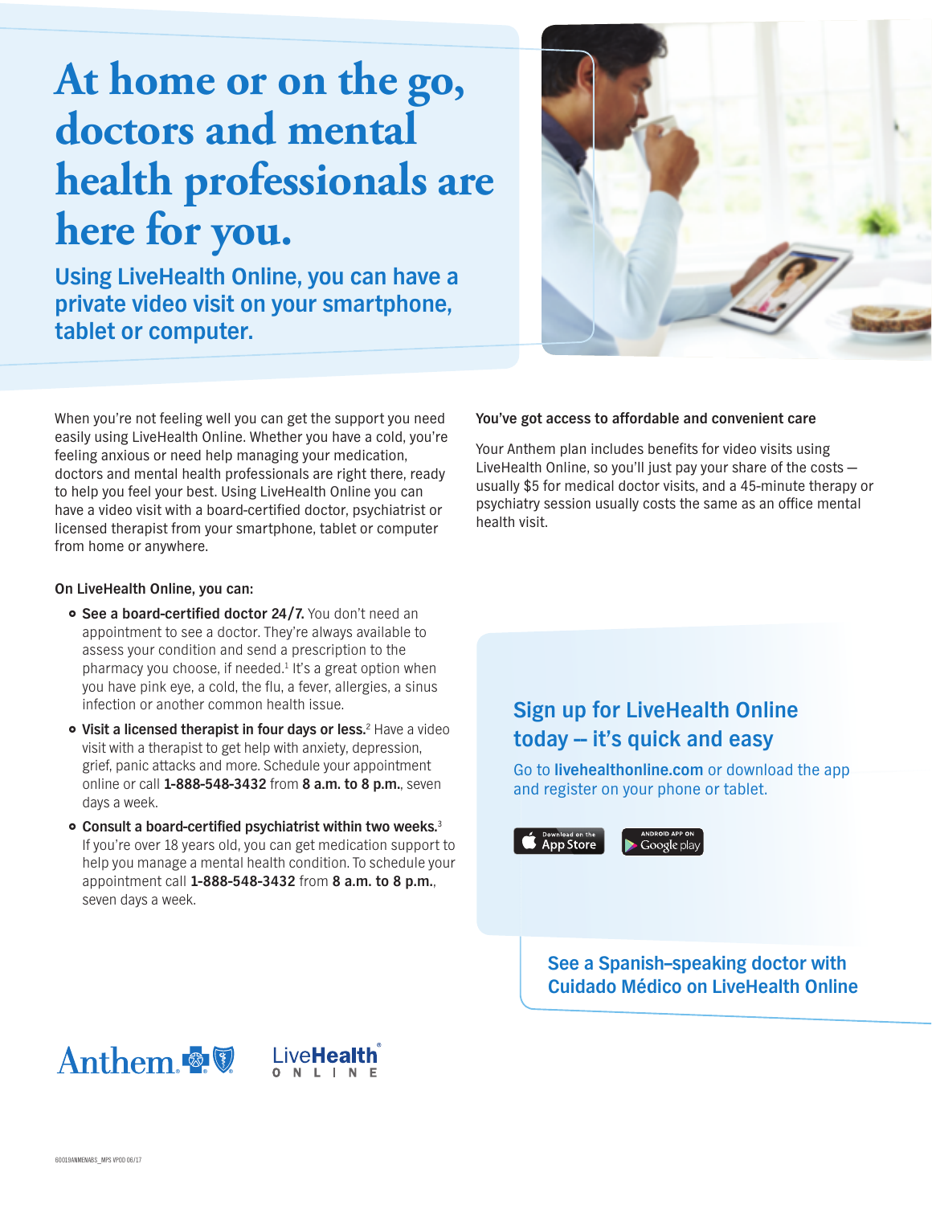# At home or on the go, doctors and mental health professionals are here for you.

## Using LiveHealth Online, you can have a private video visit on your smartphone, tablet or computer.

When you're not feeling well you can get the support you need easily using LiveHealth Online. Whether you have a cold, you're feeling anxious or need help managing your medication, doctors and mental health professionals are right there, ready to help you feel your best. Using LiveHealth Online you can have a video visit with a board-certified doctor, psychiatrist or licensed therapist from your smartphone, tablet or computer from home or anywhere.

**On LiveHealth Online, you can:**

- **See a board-certified doctor 24/7.** You don't need an appointment to see a doctor. They're always available to assess your condition and send a prescription to the pharmacy you choose, if needed.[1] It's a great option when you have pink eye, a cold, the flu, a fever, allergies, a sinus infection or another common health issue.
- **Visit a licensed therapist in four days or less.**[2] Have a video visit with a therapist to get help with anxiety, depression, grief, panic attacks and more. Schedule your appointment online or call **1-888-548-3432** from **8 a.m. to 8 p.m.**, seven days a week.
- **Consult a board-certified psychiatrist within two weeks.**[3] If you're over 18 years old, you can get medication support to help you manage a mental health condition. To schedule your appointment call **1-888-548-3432** from **8 a.m. to 8 p.m.**, seven days a week.

**You've got access to affordable and convenient care**

Your Anthem plan includes benefits for video visits using LiveHealth Online, so you'll just pay your share of the costs — usually $5 for medical doctor visits, and a 45-minute therapy or psychiatry session usually costs the same as an office mental health visit.

## Sign up for LiveHealth Online today -- it's quick and easy

Go to **livehealthonline.com** or download the app and register on your phone or tablet.

Download on the App Store | Android App on Google play

## See a Spanish–speaking doctor with Cuidado Médico on LiveHealth Online

Anthem | LiveHealth Online

60019ANMENABS_MPS VPOD 06/17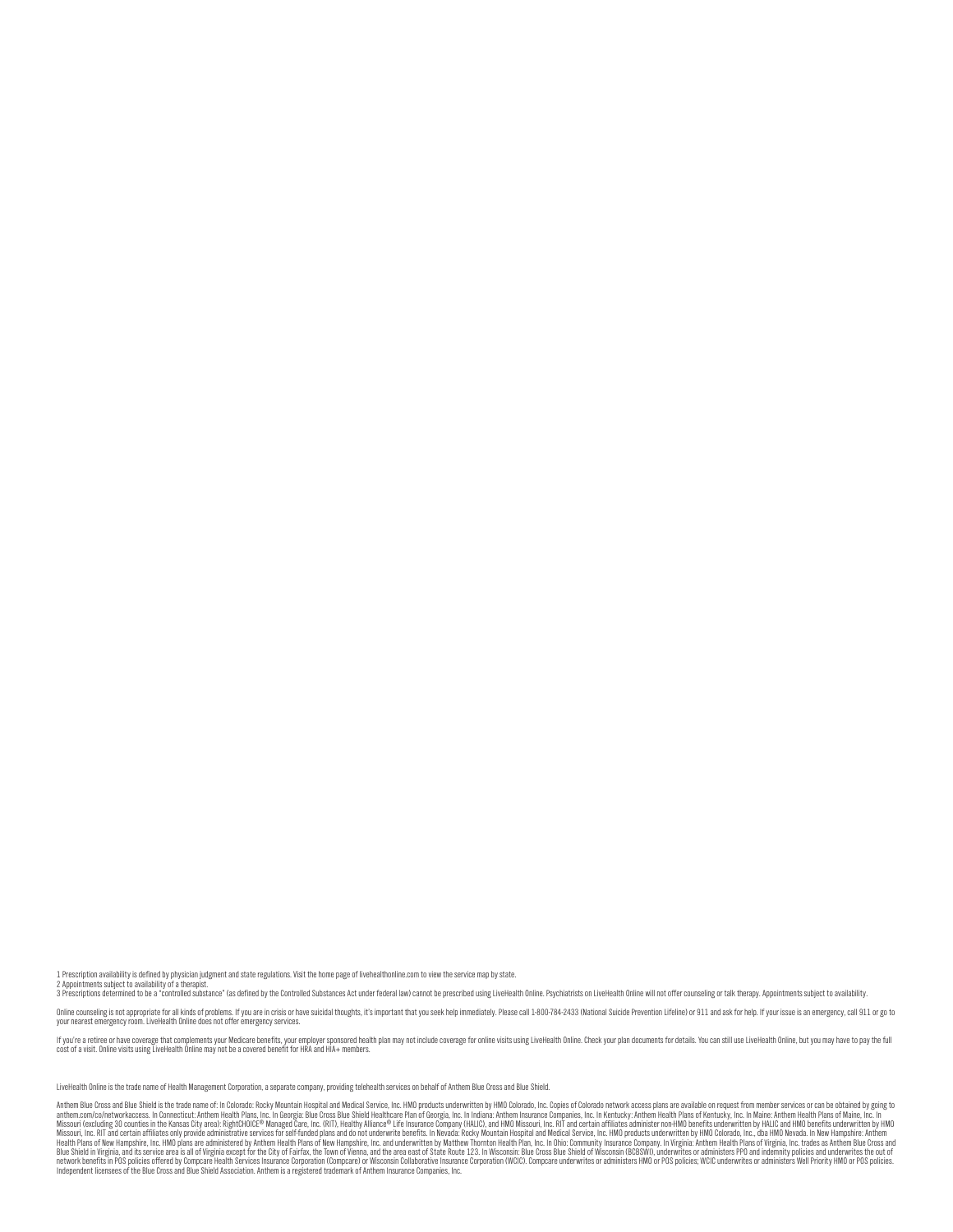1 Prescription availability is defined by physician judgment and state regulations. Visit the home page of livehealthonline.com to view the service map by state.

2 Appointments subject to availability of a therapist.

3 Prescriptions determined to be a "controlled substance" (as defined by the Controlled Substances Act under federal law) cannot be prescribed using LiveHealth Online. Psychiatrists on LiveHealth Online will not offer counseling or talk therapy. Appointments subject to availability.

Online counseling is not appropriate for all kinds of problems. If you are in crisis or have suicidal thoughts, it's important that you seek help immediately. Please call 1-800-784-2433 (National Suicide Prevention Lifeline) or 911 and ask for help. If your issue is an emergency, call 911 or go to your nearest emergency room. LiveHealth Online does not offer emergency services.

If you're a retiree or have coverage that complements your Medicare benefits, your employer sponsored health plan may not include coverage for online visits using LiveHealth Online. Check your plan documents for details. You can still use LiveHealth Online, but you may have to pay the full cost of a visit. Online visits using LiveHealth Online may not be a covered benefit for HRA and HIA+ members.

LiveHealth Online is the trade name of Health Management Corporation, a separate company, providing telehealth services on behalf of Anthem Blue Cross and Blue Shield.

Anthem Blue Cross and Blue Shield is the trade name of: In Colorado: Rocky Mountain Hospital and Medical Service, Inc. HMO products underwritten by HMO Colorado, Inc. Copies of Colorado network access plans are available on request from member services or can be obtained by going to anthem.com/co/networkaccess. In Connecticut: Anthem Health Plans, Inc. In Georgia: Blue Cross Blue Shield Healthcare Plan of Georgia, Inc. In Indiana: Anthem Insurance Companies, Inc. In Kentucky: Anthem Health Plans of Kentucky, Inc. In Maine: Anthem Health Plans of Maine, Inc. In Missouri (excluding 30 counties in the Kansas City area): RightCHOICE® Managed Care, Inc. (RIT), Healthy Alliance® Life Insurance Company (HALIC), and HMO Missouri, Inc. RIT and certain affiliates administer non-HMO benefits underwritten by HALIC and HMO benefits underwritten by HMO Missouri, Inc. RIT and certain affiliates only provide administrative services for self-funded plans and do not underwrite benefits. In Nevada: Rocky Mountain Hospital and Medical Service, Inc. HMO products underwritten by HMO Colorado, Inc., dba HMO Nevada. In New Hampshire: Anthem Health Plans of New Hampshire, Inc. HMO plans are administered by Anthem Health Plans of New Hampshire, Inc. and underwritten by Matthew Thornton Health Plan, Inc. In Ohio: Community Insurance Company. In Virginia: Anthem Health Plans of Virginia, Inc. trades as Anthem Blue Cross and Blue Shield in Virginia, and its service area is all of Virginia except for the City of Fairfax, the Town of Vienna, and the area east of State Route 123. In Wisconsin: Blue Cross Blue Shield of Wisconsin (BCBSWI), underwrites or administers PPO and indemnity policies and underwrites the out of network benefits in POS policies offered by Compcare Health Services Insurance Corporation (Compcare) or Wisconsin Collaborative Insurance Corporation (WCIC). Compcare underwrites or administers HMO or POS policies; WCIC underwrites or administers Well Priority HMO or POS policies. Independent licensees of the Blue Cross and Blue Shield Association. Anthem is a registered trademark of Anthem Insurance Companies, Inc.